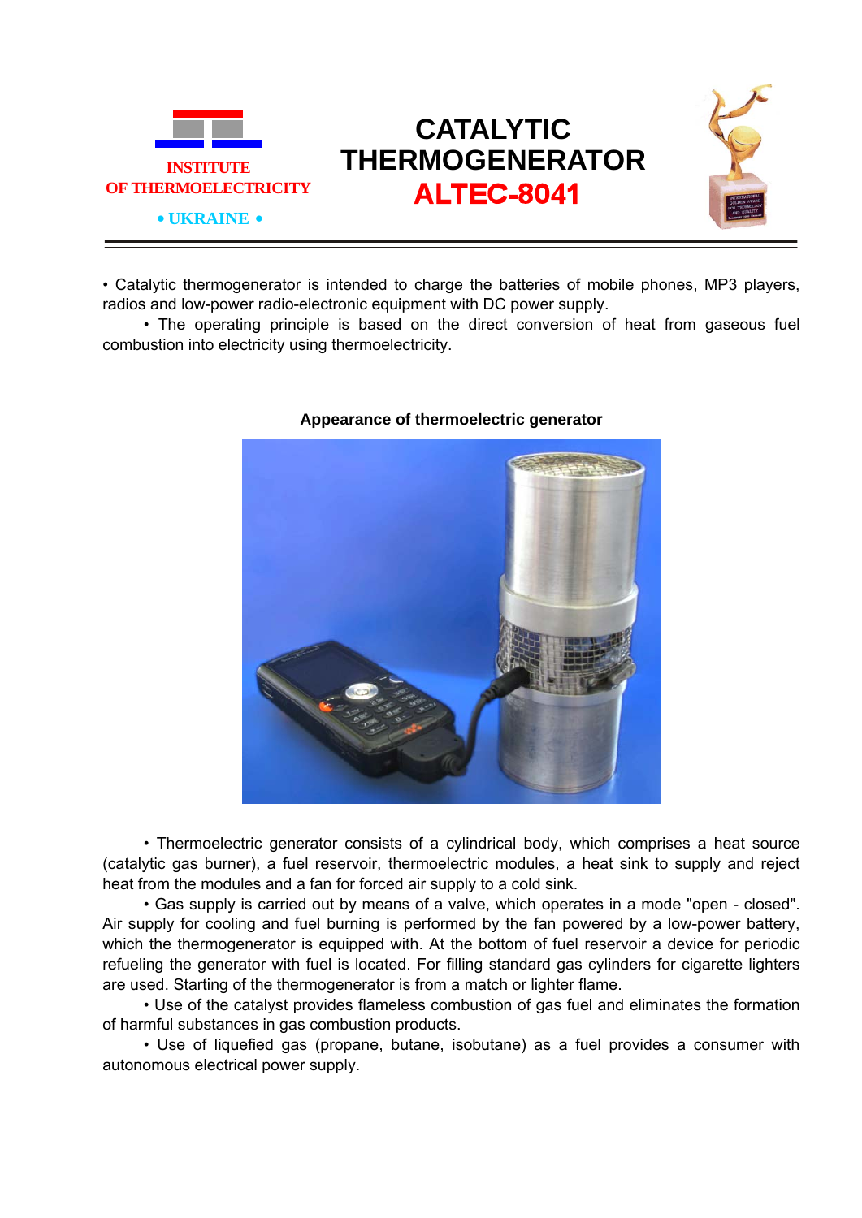INSTITUTE
OF THERMOELECTRICITY
• UKRAINE •

# CATALYTIC THERMOGENERATOR ALTEC-8041

• Catalytic thermogenerator is intended to charge the batteries of mobile phones, MP3 players, radios and low-power radio-electronic equipment with DC power supply.

• The operating principle is based on the direct conversion of heat from gaseous fuel combustion into electricity using thermoelectricity.

**Appearance of thermoelectric generator**

• Thermoelectric generator consists of a cylindrical body, which comprises a heat source (catalytic gas burner), a fuel reservoir, thermoelectric modules, a heat sink to supply and reject heat from the modules and a fan for forced air supply to a cold sink.

• Gas supply is carried out by means of a valve, which operates in a mode "open - closed". Air supply for cooling and fuel burning is performed by the fan powered by a low-power battery, which the thermogenerator is equipped with. At the bottom of fuel reservoir a device for periodic refueling the generator with fuel is located. For filling standard gas cylinders for cigarette lighters are used. Starting of the thermogenerator is from a match or lighter flame.

• Use of the catalyst provides flameless combustion of gas fuel and eliminates the formation of harmful substances in gas combustion products.

• Use of liquefied gas (propane, butane, isobutane) as a fuel provides a consumer with autonomous electrical power supply.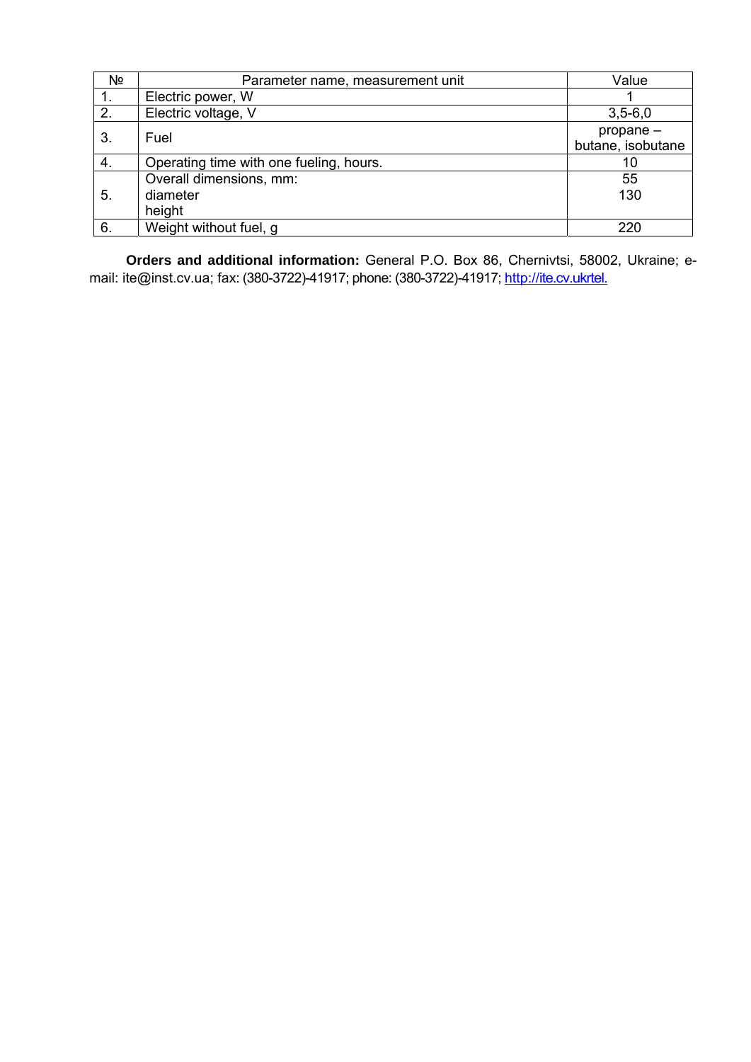| № | Parameter name, measurement unit | Value |
|---|---|---|
| 1. | Electric power, W | 1 |
| 2. | Electric voltage, V | 3,5-6,0 |
| 3. | Fuel | propane – butane, isobutane |
| 4. | Operating time with one fueling, hours. | 10 |
| 5. | Overall dimensions, mm: diameter height | 55 130 |
| 6. | Weight without fuel, g | 220 |

**Orders and additional information:** General P.O. Box 86, Chernivtsi, 58002, Ukraine; e-mail: ite@inst.cv.ua; fax: (380-3722)-41917; phone: (380-3722)-41917; http://ite.cv.ukrtel.